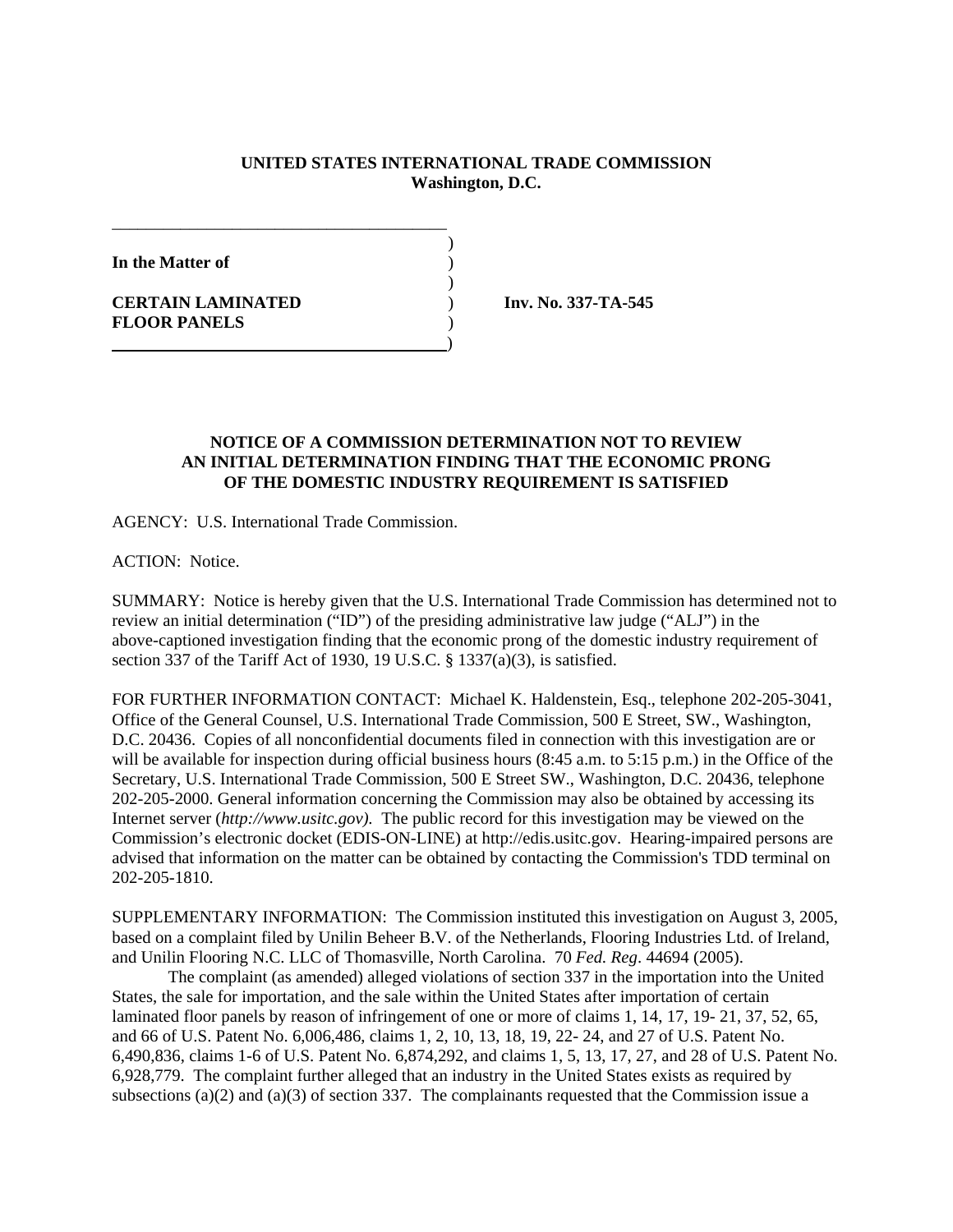**UNITED STATES INTERNATIONAL TRADE COMMISSION**
**Washington, D.C.**

**In the Matter of**

**CERTAIN LAMINATED FLOOR PANELS**

**Inv. No. 337-TA-545**

## NOTICE OF A COMMISSION DETERMINATION NOT TO REVIEW AN INITIAL DETERMINATION FINDING THAT THE ECONOMIC PRONG OF THE DOMESTIC INDUSTRY REQUIREMENT IS SATISFIED

AGENCY: U.S. International Trade Commission.

ACTION: Notice.

SUMMARY: Notice is hereby given that the U.S. International Trade Commission has determined not to review an initial determination ("ID") of the presiding administrative law judge ("ALJ") in the above-captioned investigation finding that the economic prong of the domestic industry requirement of section 337 of the Tariff Act of 1930, 19 U.S.C. § 1337(a)(3), is satisfied.

FOR FURTHER INFORMATION CONTACT: Michael K. Haldenstein, Esq., telephone 202-205-3041, Office of the General Counsel, U.S. International Trade Commission, 500 E Street, SW., Washington, D.C. 20436. Copies of all nonconfidential documents filed in connection with this investigation are or will be available for inspection during official business hours (8:45 a.m. to 5:15 p.m.) in the Office of the Secretary, U.S. International Trade Commission, 500 E Street SW., Washington, D.C. 20436, telephone 202-205-2000. General information concerning the Commission may also be obtained by accessing its Internet server (*http://www.usitc.gov)*. The public record for this investigation may be viewed on the Commission's electronic docket (EDIS-ON-LINE) at http://edis.usitc.gov. Hearing-impaired persons are advised that information on the matter can be obtained by contacting the Commission's TDD terminal on 202-205-1810.

SUPPLEMENTARY INFORMATION: The Commission instituted this investigation on August 3, 2005, based on a complaint filed by Unilin Beheer B.V. of the Netherlands, Flooring Industries Ltd. of Ireland, and Unilin Flooring N.C. LLC of Thomasville, North Carolina. 70 *Fed. Reg*. 44694 (2005).

The complaint (as amended) alleged violations of section 337 in the importation into the United States, the sale for importation, and the sale within the United States after importation of certain laminated floor panels by reason of infringement of one or more of claims 1, 14, 17, 19- 21, 37, 52, 65, and 66 of U.S. Patent No. 6,006,486, claims 1, 2, 10, 13, 18, 19, 22- 24, and 27 of U.S. Patent No. 6,490,836, claims 1-6 of U.S. Patent No. 6,874,292, and claims 1, 5, 13, 17, 27, and 28 of U.S. Patent No. 6,928,779. The complaint further alleged that an industry in the United States exists as required by subsections (a)(2) and (a)(3) of section 337. The complainants requested that the Commission issue a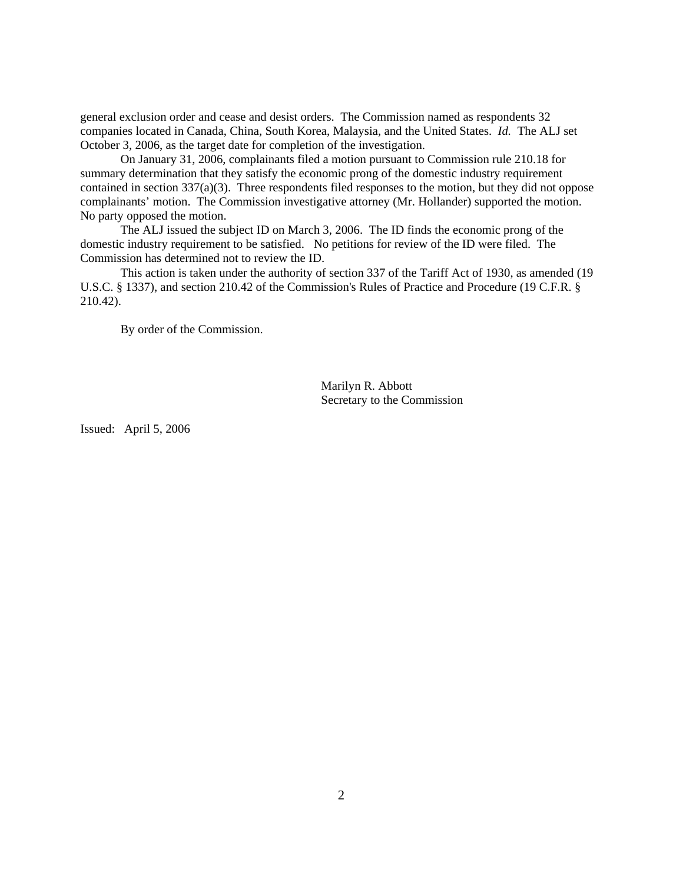general exclusion order and cease and desist orders. The Commission named as respondents 32 companies located in Canada, China, South Korea, Malaysia, and the United States. *Id.* The ALJ set October 3, 2006, as the target date for completion of the investigation.

On January 31, 2006, complainants filed a motion pursuant to Commission rule 210.18 for summary determination that they satisfy the economic prong of the domestic industry requirement contained in section 337(a)(3). Three respondents filed responses to the motion, but they did not oppose complainants' motion. The Commission investigative attorney (Mr. Hollander) supported the motion. No party opposed the motion.

The ALJ issued the subject ID on March 3, 2006. The ID finds the economic prong of the domestic industry requirement to be satisfied. No petitions for review of the ID were filed. The Commission has determined not to review the ID.

This action is taken under the authority of section 337 of the Tariff Act of 1930, as amended (19 U.S.C. § 1337), and section 210.42 of the Commission's Rules of Practice and Procedure (19 C.F.R. § 210.42).

By order of the Commission.

Marilyn R. Abbott
Secretary to the Commission

Issued: April 5, 2006